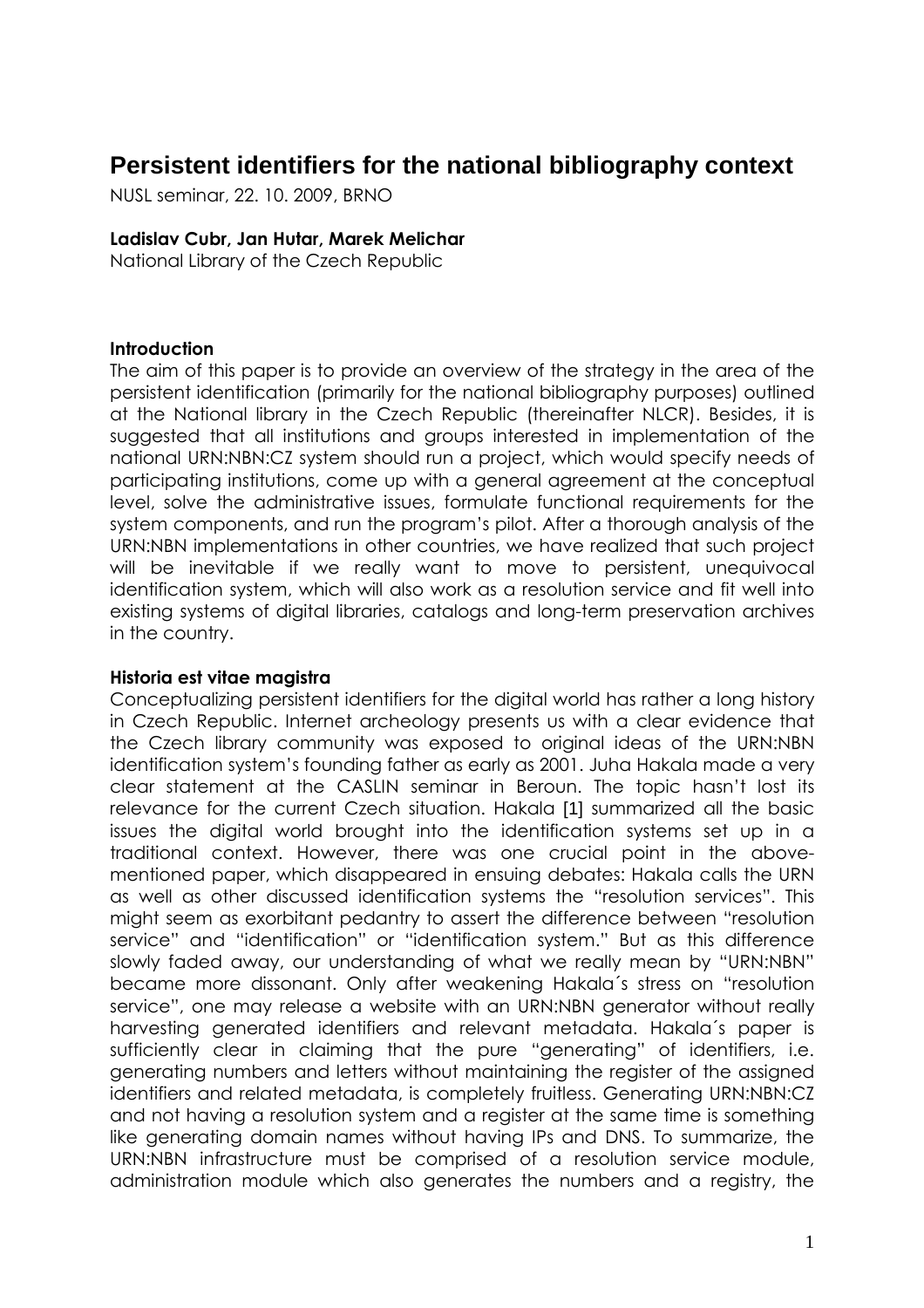# Persistent identifiers for the national bibliography context

NUSL seminar, 22. 10. 2009, BRNO

**Ladislav Cubr, Jan Hutar, Marek Melichar**
National Library of the Czech Republic

### Introduction

The aim of this paper is to provide an overview of the strategy in the area of the persistent identification (primarily for the national bibliography purposes) outlined at the National library in the Czech Republic (thereinafter NLCR). Besides, it is suggested that all institutions and groups interested in implementation of the national URN:NBN:CZ system should run a project, which would specify needs of participating institutions, come up with a general agreement at the conceptual level, solve the administrative issues, formulate functional requirements for the system components, and run the program's pilot. After a thorough analysis of the URN:NBN implementations in other countries, we have realized that such project will be inevitable if we really want to move to persistent, unequivocal identification system, which will also work as a resolution service and fit well into existing systems of digital libraries, catalogs and long-term preservation archives in the country.

### Historia est vitae magistra

Conceptualizing persistent identifiers for the digital world has rather a long history in Czech Republic. Internet archeology presents us with a clear evidence that the Czech library community was exposed to original ideas of the URN:NBN identification system's founding father as early as 2001. Juha Hakala made a very clear statement at the CASLIN seminar in Beroun. The topic hasn't lost its relevance for the current Czech situation. Hakala [1] summarized all the basic issues the digital world brought into the identification systems set up in a traditional context. However, there was one crucial point in the above-mentioned paper, which disappeared in ensuing debates: Hakala calls the URN as well as other discussed identification systems the "resolution services". This might seem as exorbitant pedantry to assert the difference between "resolution service" and "identification" or "identification system." But as this difference slowly faded away, our understanding of what we really mean by "URN:NBN" became more dissonant. Only after weakening Hakala´s stress on "resolution service", one may release a website with an URN:NBN generator without really harvesting generated identifiers and relevant metadata. Hakala´s paper is sufficiently clear in claiming that the pure "generating" of identifiers, i.e. generating numbers and letters without maintaining the register of the assigned identifiers and related metadata, is completely fruitless. Generating URN:NBN:CZ and not having a resolution system and a register at the same time is something like generating domain names without having IPs and DNS. To summarize, the URN:NBN infrastructure must be comprised of a resolution service module, administration module which also generates the numbers and a registry, the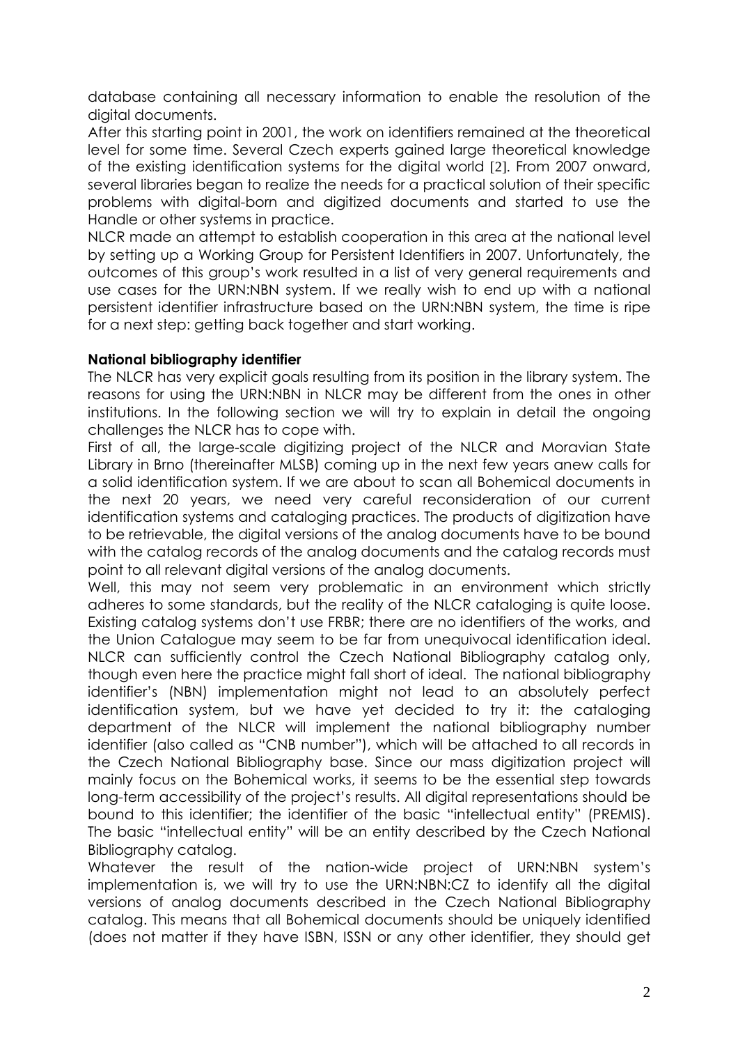database containing all necessary information to enable the resolution of the digital documents.

After this starting point in 2001, the work on identifiers remained at the theoretical level for some time. Several Czech experts gained large theoretical knowledge of the existing identification systems for the digital world [2]. From 2007 onward, several libraries began to realize the needs for a practical solution of their specific problems with digital-born and digitized documents and started to use the Handle or other systems in practice.

NLCR made an attempt to establish cooperation in this area at the national level by setting up a Working Group for Persistent Identifiers in 2007. Unfortunately, the outcomes of this group's work resulted in a list of very general requirements and use cases for the URN:NBN system. If we really wish to end up with a national persistent identifier infrastructure based on the URN:NBN system, the time is ripe for a next step: getting back together and start working.

**National bibliography identifier**

The NLCR has very explicit goals resulting from its position in the library system. The reasons for using the URN:NBN in NLCR may be different from the ones in other institutions. In the following section we will try to explain in detail the ongoing challenges the NLCR has to cope with.

First of all, the large-scale digitizing project of the NLCR and Moravian State Library in Brno (thereinafter MLSB) coming up in the next few years anew calls for a solid identification system. If we are about to scan all Bohemical documents in the next 20 years, we need very careful reconsideration of our current identification systems and cataloging practices. The products of digitization have to be retrievable, the digital versions of the analog documents have to be bound with the catalog records of the analog documents and the catalog records must point to all relevant digital versions of the analog documents.

Well, this may not seem very problematic in an environment which strictly adheres to some standards, but the reality of the NLCR cataloging is quite loose. Existing catalog systems don't use FRBR; there are no identifiers of the works, and the Union Catalogue may seem to be far from unequivocal identification ideal. NLCR can sufficiently control the Czech National Bibliography catalog only, though even here the practice might fall short of ideal. The national bibliography identifier's (NBN) implementation might not lead to an absolutely perfect identification system, but we have yet decided to try it: the cataloging department of the NLCR will implement the national bibliography number identifier (also called as "CNB number"), which will be attached to all records in the Czech National Bibliography base. Since our mass digitization project will mainly focus on the Bohemical works, it seems to be the essential step towards long-term accessibility of the project's results. All digital representations should be bound to this identifier; the identifier of the basic "intellectual entity" (PREMIS). The basic "intellectual entity" will be an entity described by the Czech National Bibliography catalog.

Whatever the result of the nation-wide project of URN:NBN system's implementation is, we will try to use the URN:NBN:CZ to identify all the digital versions of analog documents described in the Czech National Bibliography catalog. This means that all Bohemical documents should be uniquely identified (does not matter if they have ISBN, ISSN or any other identifier, they should get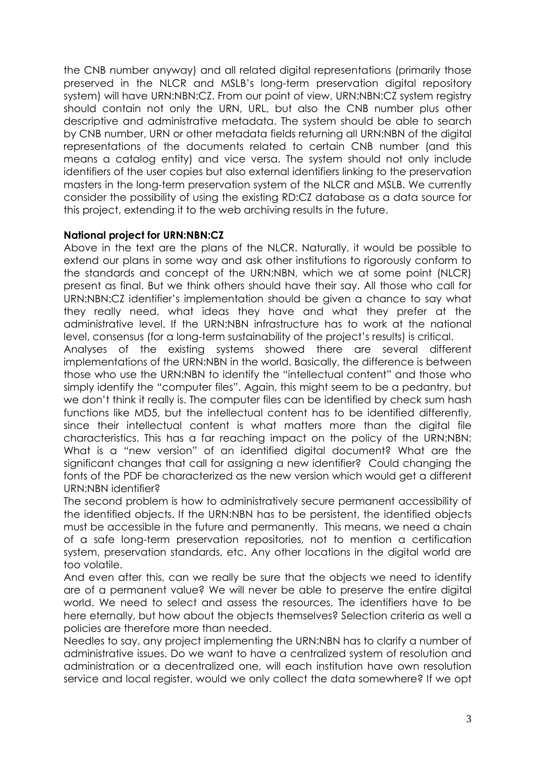the CNB number anyway) and all related digital representations (primarily those preserved in the NLCR and MSLB's long-term preservation digital repository system) will have URN:NBN:CZ. From our point of view, URN:NBN:CZ system registry should contain not only the URN, URL, but also the CNB number plus other descriptive and administrative metadata. The system should be able to search by CNB number, URN or other metadata fields returning all URN:NBN of the digital representations of the documents related to certain CNB number (and this means a catalog entity) and vice versa. The system should not only include identifiers of the user copies but also external identifiers linking to the preservation masters in the long-term preservation system of the NLCR and MSLB. We currently consider the possibility of using the existing RD:CZ database as a data source for this project, extending it to the web archiving results in the future.

**National project for URN:NBN:CZ**

Above in the text are the plans of the NLCR. Naturally, it would be possible to extend our plans in some way and ask other institutions to rigorously conform to the standards and concept of the URN:NBN, which we at some point (NLCR) present as final. But we think others should have their say. All those who call for URN:NBN:CZ identifier's implementation should be given a chance to say what they really need, what ideas they have and what they prefer at the administrative level. If the URN:NBN infrastructure has to work at the national level, consensus (for a long-term sustainability of the project's results) is critical.

Analyses of the existing systems showed there are several different implementations of the URN:NBN in the world. Basically, the difference is between those who use the URN:NBN to identify the "intellectual content" and those who simply identify the "computer files". Again, this might seem to be a pedantry, but we don't think it really is. The computer files can be identified by check sum hash functions like MD5, but the intellectual content has to be identified differently, since their intellectual content is what matters more than the digital file characteristics. This has a far reaching impact on the policy of the URN:NBN: What is a "new version" of an identified digital document? What are the significant changes that call for assigning a new identifier? Could changing the fonts of the PDF be characterized as the new version which would get a different URN:NBN identifier?

The second problem is how to administratively secure permanent accessibility of the identified objects. If the URN:NBN has to be persistent, the identified objects must be accessible in the future and permanently. This means, we need a chain of a safe long-term preservation repositories, not to mention a certification system, preservation standards, etc. Any other locations in the digital world are too volatile.

And even after this, can we really be sure that the objects we need to identify are of a permanent value? We will never be able to preserve the entire digital world. We need to select and assess the resources. The identifiers have to be here eternally, but how about the objects themselves? Selection criteria as well a policies are therefore more than needed.

Needles to say, any project implementing the URN:NBN has to clarify a number of administrative issues. Do we want to have a centralized system of resolution and administration or a decentralized one, will each institution have own resolution service and local register, would we only collect the data somewhere? If we opt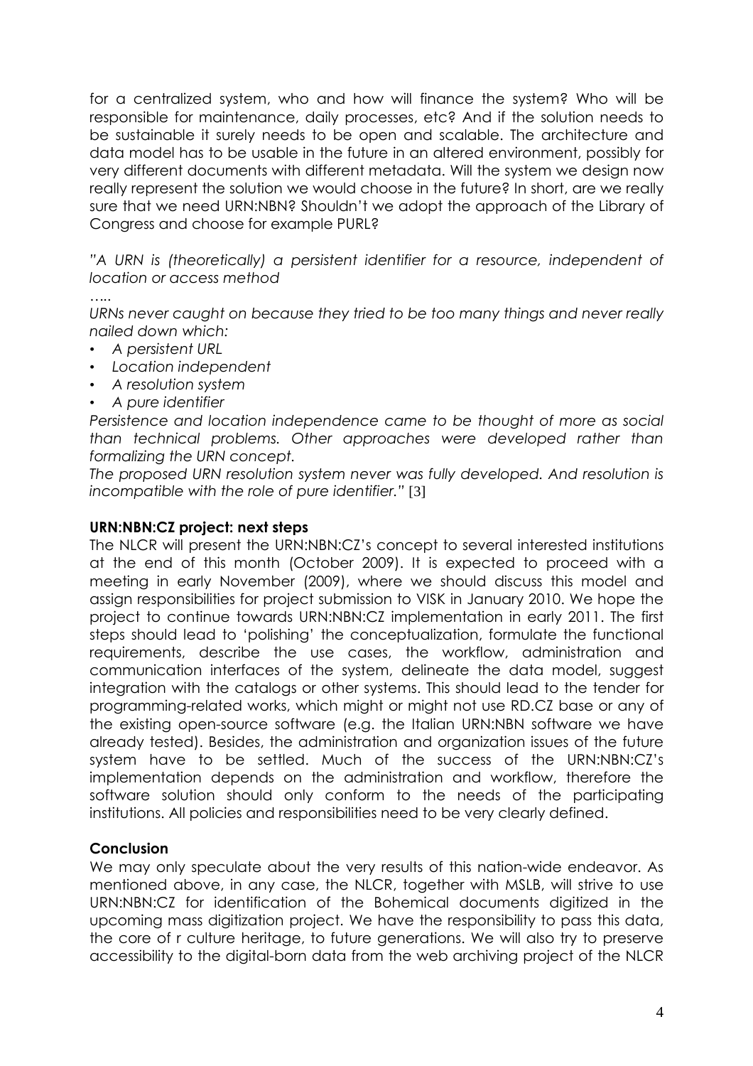for a centralized system, who and how will finance the system? Who will be responsible for maintenance, daily processes, etc? And if the solution needs to be sustainable it surely needs to be open and scalable. The architecture and data model has to be usable in the future in an altered environment, possibly for very different documents with different metadata. Will the system we design now really represent the solution we would choose in the future? In short, are we really sure that we need URN:NBN? Shouldn't we adopt the approach of the Library of Congress and choose for example PURL?

*"A URN is (theoretically) a persistent identifier for a resource, independent of location or access method*

*…..*

*URNs never caught on because they tried to be too many things and never really nailed down which:*

- *A persistent URL*
- *Location independent*
- *A resolution system*
- *A pure identifier*

*Persistence and location independence came to be thought of more as social than technical problems. Other approaches were developed rather than formalizing the URN concept.*

*The proposed URN resolution system never was fully developed. And resolution is incompatible with the role of pure identifier."* [3]

**URN:NBN:CZ project: next steps**

The NLCR will present the URN:NBN:CZ's concept to several interested institutions at the end of this month (October 2009). It is expected to proceed with a meeting in early November (2009), where we should discuss this model and assign responsibilities for project submission to VISK in January 2010. We hope the project to continue towards URN:NBN:CZ implementation in early 2011. The first steps should lead to 'polishing' the conceptualization, formulate the functional requirements, describe the use cases, the workflow, administration and communication interfaces of the system, delineate the data model, suggest integration with the catalogs or other systems. This should lead to the tender for programming-related works, which might or might not use RD.CZ base or any of the existing open-source software (e.g. the Italian URN:NBN software we have already tested). Besides, the administration and organization issues of the future system have to be settled. Much of the success of the URN:NBN:CZ's implementation depends on the administration and workflow, therefore the software solution should only conform to the needs of the participating institutions. All policies and responsibilities need to be very clearly defined.

**Conclusion**

We may only speculate about the very results of this nation-wide endeavor. As mentioned above, in any case, the NLCR, together with MSLB, will strive to use URN:NBN:CZ for identification of the Bohemical documents digitized in the upcoming mass digitization project. We have the responsibility to pass this data, the core of r culture heritage, to future generations. We will also try to preserve accessibility to the digital-born data from the web archiving project of the NLCR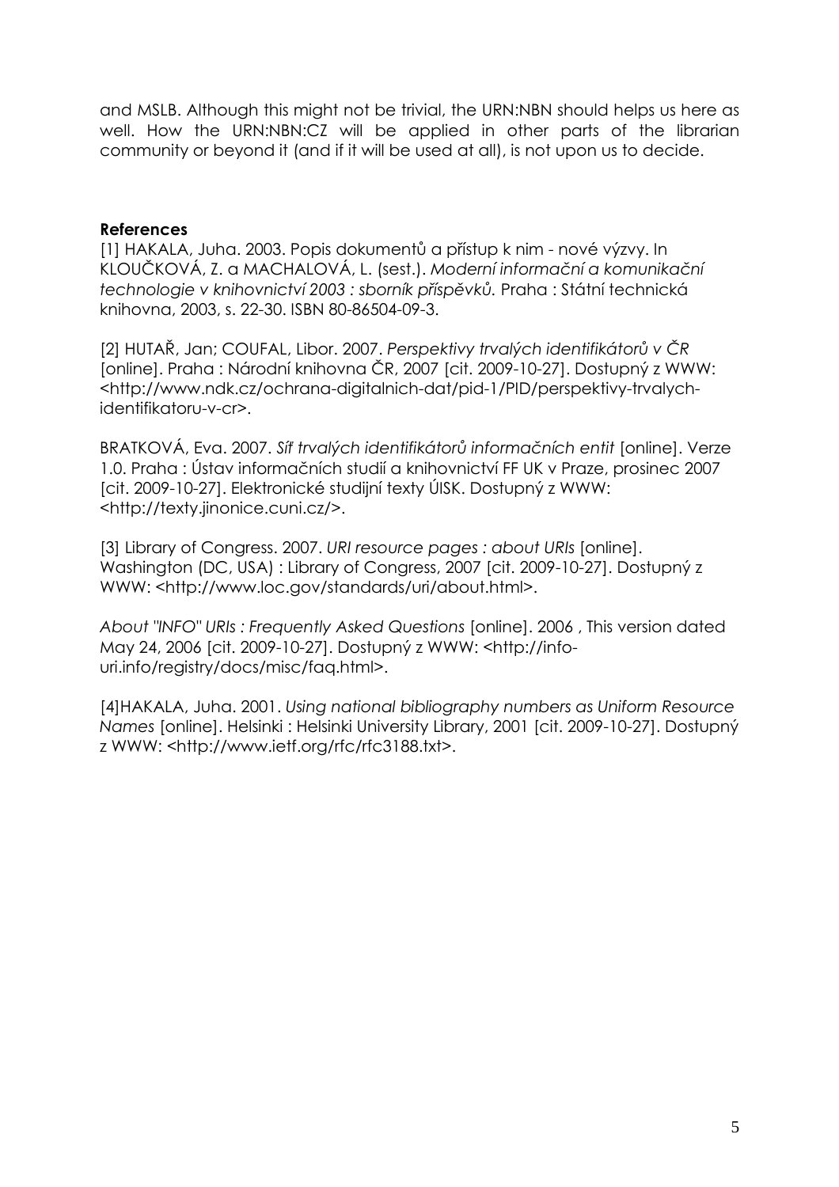and MSLB. Although this might not be trivial, the URN:NBN should helps us here as well. How the URN:NBN:CZ will be applied in other parts of the librarian community or beyond it (and if it will be used at all), is not upon us to decide.

**References**

[1] HAKALA, Juha. 2003. Popis dokumentů a přístup k nim - nové výzvy. In KLOUČKOVÁ, Z. a MACHALOVÁ, L. (sest.). *Moderní informační a komunikační technologie v knihovnictví 2003 : sborník příspěvků.* Praha : Státní technická knihovna, 2003, s. 22-30. ISBN 80-86504-09-3.

[2] HUTAŘ, Jan; COUFAL, Libor. 2007. *Perspektivy trvalých identifikátorů v ČR* [online]. Praha : Národní knihovna ČR, 2007 [cit. 2009-10-27]. Dostupný z WWW: <http://www.ndk.cz/ochrana-digitalnich-dat/pid-1/PID/perspektivy-trvalych-identifikatoru-v-cr>.

BRATKOVÁ, Eva. 2007. *Síť trvalých identifikátorů informačních entit* [online]. Verze 1.0. Praha : Ústav informačních studií a knihovnictví FF UK v Praze, prosinec 2007 [cit. 2009-10-27]. Elektronické studijní texty ÚISK. Dostupný z WWW: <http://texty.jinonice.cuni.cz/>.

[3] Library of Congress. 2007. *URI resource pages : about URIs* [online]. Washington (DC, USA) : Library of Congress, 2007 [cit. 2009-10-27]. Dostupný z WWW: <http://www.loc.gov/standards/uri/about.html>.

*About "INFO" URIs : Frequently Asked Questions* [online]. 2006 , This version dated May 24, 2006 [cit. 2009-10-27]. Dostupný z WWW: <http://info-uri.info/registry/docs/misc/faq.html>.

[4]HAKALA, Juha. 2001. *Using national bibliography numbers as Uniform Resource Names* [online]. Helsinki : Helsinki University Library, 2001 [cit. 2009-10-27]. Dostupný z WWW: <http://www.ietf.org/rfc/rfc3188.txt>.